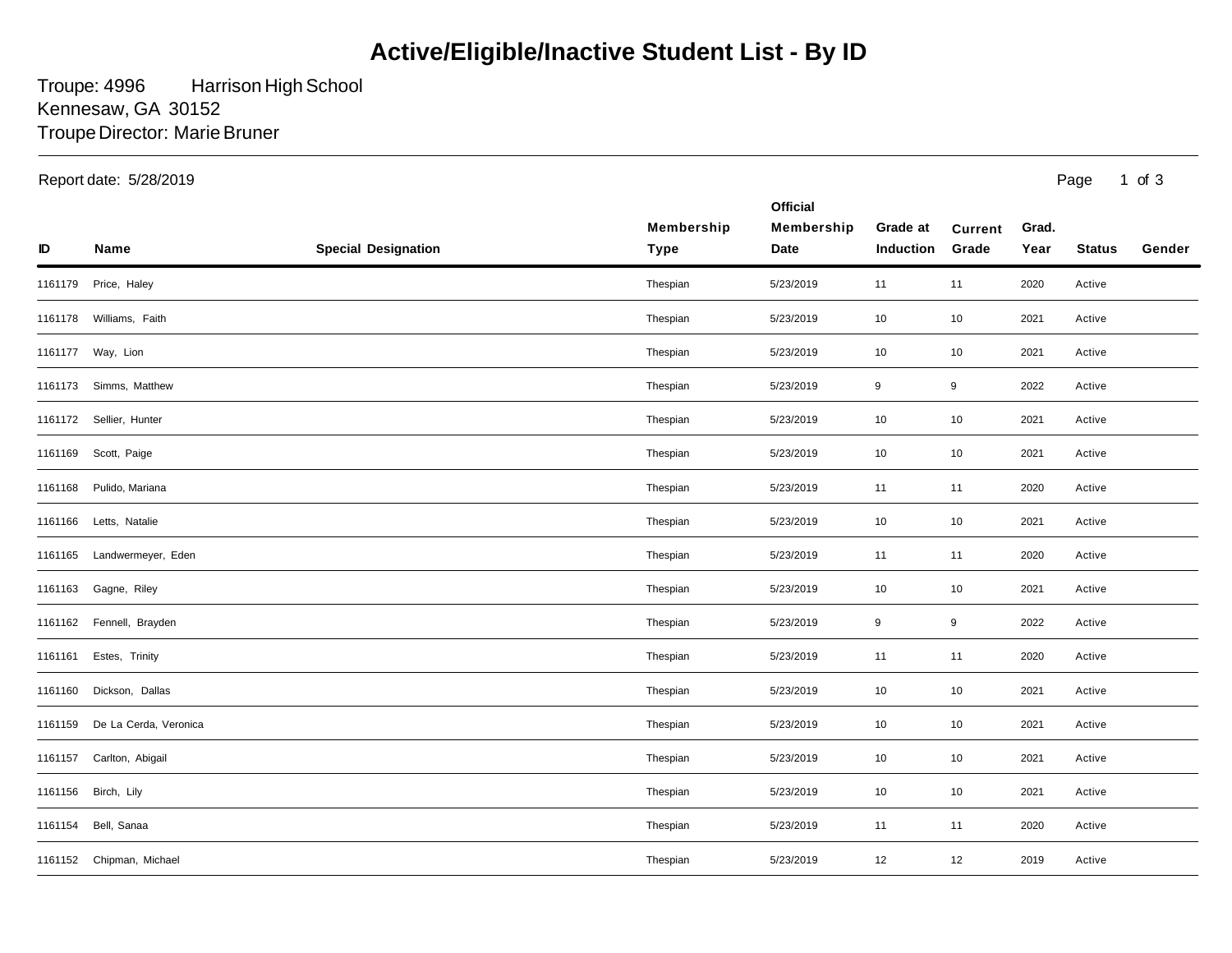# Active/Eligible/Inactive Student List - By ID

Troupe: 4996 Harrison High School
Kennesaw, GA 30152
Troupe Director: Marie Bruner

Report date: 5/28/2019

| ID | Name | Special Designation | Membership Type | Official Membership Date | Grade at Induction | Current Grade | Grad. Year | Status | Gender |
|---|---|---|---|---|---|---|---|---|---|
| 1161179 | Price, Haley | | Thespian | 5/23/2019 | 11 | 11 | 2020 | Active | |
| 1161178 | Williams, Faith | | Thespian | 5/23/2019 | 10 | 10 | 2021 | Active | |
| 1161177 | Way, Lion | | Thespian | 5/23/2019 | 10 | 10 | 2021 | Active | |
| 1161173 | Simms, Matthew | | Thespian | 5/23/2019 | 9 | 9 | 2022 | Active | |
| 1161172 | Sellier, Hunter | | Thespian | 5/23/2019 | 10 | 10 | 2021 | Active | |
| 1161169 | Scott, Paige | | Thespian | 5/23/2019 | 10 | 10 | 2021 | Active | |
| 1161168 | Pulido, Mariana | | Thespian | 5/23/2019 | 11 | 11 | 2020 | Active | |
| 1161166 | Letts, Natalie | | Thespian | 5/23/2019 | 10 | 10 | 2021 | Active | |
| 1161165 | Landwermeyer, Eden | | Thespian | 5/23/2019 | 11 | 11 | 2020 | Active | |
| 1161163 | Gagne, Riley | | Thespian | 5/23/2019 | 10 | 10 | 2021 | Active | |
| 1161162 | Fennell, Brayden | | Thespian | 5/23/2019 | 9 | 9 | 2022 | Active | |
| 1161161 | Estes, Trinity | | Thespian | 5/23/2019 | 11 | 11 | 2020 | Active | |
| 1161160 | Dickson, Dallas | | Thespian | 5/23/2019 | 10 | 10 | 2021 | Active | |
| 1161159 | De La Cerda, Veronica | | Thespian | 5/23/2019 | 10 | 10 | 2021 | Active | |
| 1161157 | Carlton, Abigail | | Thespian | 5/23/2019 | 10 | 10 | 2021 | Active | |
| 1161156 | Birch, Lily | | Thespian | 5/23/2019 | 10 | 10 | 2021 | Active | |
| 1161154 | Bell, Sanaa | | Thespian | 5/23/2019 | 11 | 11 | 2020 | Active | |
| 1161152 | Chipman, Michael | | Thespian | 5/23/2019 | 12 | 12 | 2019 | Active | |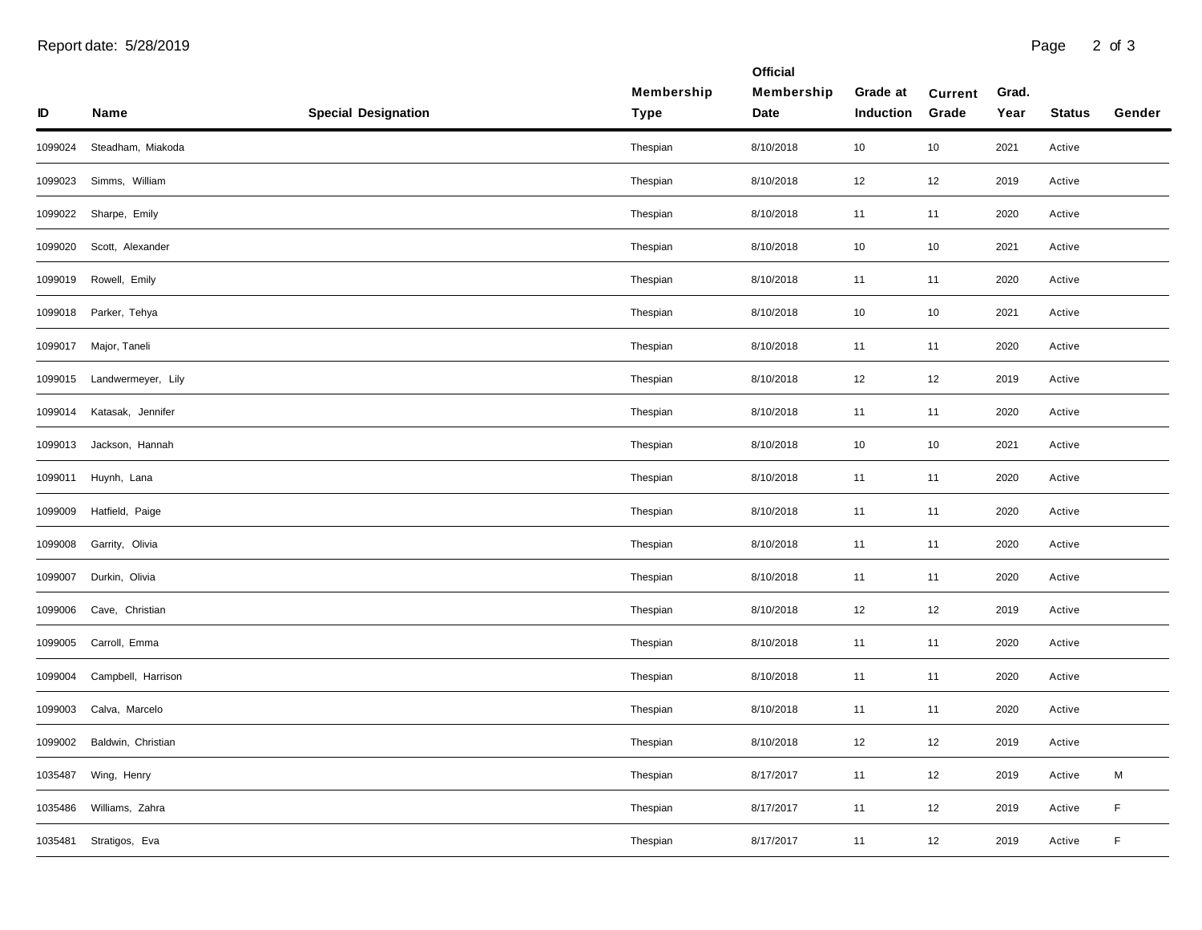Report date: 5/28/2019

| ID | Name | Special Designation | Membership Type | Official Membership Date | Grade at Induction | Current Grade | Grad. Year | Status | Gender |
|---|---|---|---|---|---|---|---|---|---|
| 1099024 | Steadham, Miakoda | | Thespian | 8/10/2018 | 10 | 10 | 2021 | Active | |
| 1099023 | Simms, William | | Thespian | 8/10/2018 | 12 | 12 | 2019 | Active | |
| 1099022 | Sharpe, Emily | | Thespian | 8/10/2018 | 11 | 11 | 2020 | Active | |
| 1099020 | Scott, Alexander | | Thespian | 8/10/2018 | 10 | 10 | 2021 | Active | |
| 1099019 | Rowell, Emily | | Thespian | 8/10/2018 | 11 | 11 | 2020 | Active | |
| 1099018 | Parker, Tehya | | Thespian | 8/10/2018 | 10 | 10 | 2021 | Active | |
| 1099017 | Major, Taneli | | Thespian | 8/10/2018 | 11 | 11 | 2020 | Active | |
| 1099015 | Landwermeyer, Lily | | Thespian | 8/10/2018 | 12 | 12 | 2019 | Active | |
| 1099014 | Katasak, Jennifer | | Thespian | 8/10/2018 | 11 | 11 | 2020 | Active | |
| 1099013 | Jackson, Hannah | | Thespian | 8/10/2018 | 10 | 10 | 2021 | Active | |
| 1099011 | Huynh, Lana | | Thespian | 8/10/2018 | 11 | 11 | 2020 | Active | |
| 1099009 | Hatfield, Paige | | Thespian | 8/10/2018 | 11 | 11 | 2020 | Active | |
| 1099008 | Garrity, Olivia | | Thespian | 8/10/2018 | 11 | 11 | 2020 | Active | |
| 1099007 | Durkin, Olivia | | Thespian | 8/10/2018 | 11 | 11 | 2020 | Active | |
| 1099006 | Cave, Christian | | Thespian | 8/10/2018 | 12 | 12 | 2019 | Active | |
| 1099005 | Carroll, Emma | | Thespian | 8/10/2018 | 11 | 11 | 2020 | Active | |
| 1099004 | Campbell, Harrison | | Thespian | 8/10/2018 | 11 | 11 | 2020 | Active | |
| 1099003 | Calva, Marcelo | | Thespian | 8/10/2018 | 11 | 11 | 2020 | Active | |
| 1099002 | Baldwin, Christian | | Thespian | 8/10/2018 | 12 | 12 | 2019 | Active | |
| 1035487 | Wing, Henry | | Thespian | 8/17/2017 | 11 | 12 | 2019 | Active | M |
| 1035486 | Williams, Zahra | | Thespian | 8/17/2017 | 11 | 12 | 2019 | Active | F |
| 1035481 | Stratigos, Eva | | Thespian | 8/17/2017 | 11 | 12 | 2019 | Active | F |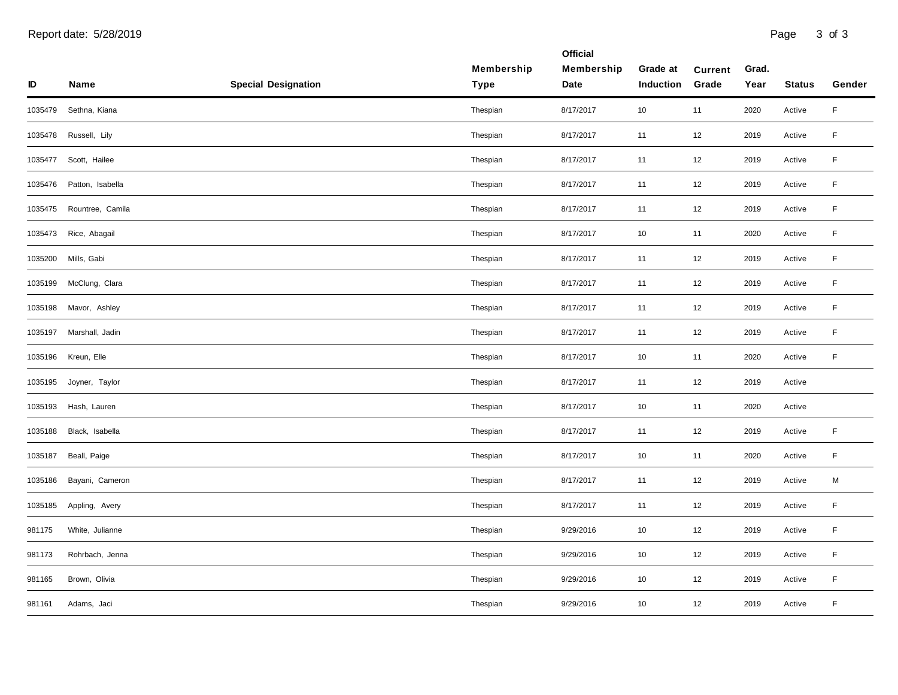Report date: 5/28/2019

| ID | Name | Special Designation | Membership Type | Official Membership Date | Grade at Induction | Current Grade | Grad. Year | Status | Gender |
|---|---|---|---|---|---|---|---|---|---|
| 1035479 | Sethna, Kiana | | Thespian | 8/17/2017 | 10 | 11 | 2020 | Active | F |
| 1035478 | Russell, Lily | | Thespian | 8/17/2017 | 11 | 12 | 2019 | Active | F |
| 1035477 | Scott, Hailee | | Thespian | 8/17/2017 | 11 | 12 | 2019 | Active | F |
| 1035476 | Patton, Isabella | | Thespian | 8/17/2017 | 11 | 12 | 2019 | Active | F |
| 1035475 | Rountree, Camila | | Thespian | 8/17/2017 | 11 | 12 | 2019 | Active | F |
| 1035473 | Rice, Abagail | | Thespian | 8/17/2017 | 10 | 11 | 2020 | Active | F |
| 1035200 | Mills, Gabi | | Thespian | 8/17/2017 | 11 | 12 | 2019 | Active | F |
| 1035199 | McClung, Clara | | Thespian | 8/17/2017 | 11 | 12 | 2019 | Active | F |
| 1035198 | Mavor, Ashley | | Thespian | 8/17/2017 | 11 | 12 | 2019 | Active | F |
| 1035197 | Marshall, Jadin | | Thespian | 8/17/2017 | 11 | 12 | 2019 | Active | F |
| 1035196 | Kreun, Elle | | Thespian | 8/17/2017 | 10 | 11 | 2020 | Active | F |
| 1035195 | Joyner, Taylor | | Thespian | 8/17/2017 | 11 | 12 | 2019 | Active | |
| 1035193 | Hash, Lauren | | Thespian | 8/17/2017 | 10 | 11 | 2020 | Active | |
| 1035188 | Black, Isabella | | Thespian | 8/17/2017 | 11 | 12 | 2019 | Active | F |
| 1035187 | Beall, Paige | | Thespian | 8/17/2017 | 10 | 11 | 2020 | Active | F |
| 1035186 | Bayani, Cameron | | Thespian | 8/17/2017 | 11 | 12 | 2019 | Active | M |
| 1035185 | Appling, Avery | | Thespian | 8/17/2017 | 11 | 12 | 2019 | Active | F |
| 981175 | White, Julianne | | Thespian | 9/29/2016 | 10 | 12 | 2019 | Active | F |
| 981173 | Rohrbach, Jenna | | Thespian | 9/29/2016 | 10 | 12 | 2019 | Active | F |
| 981165 | Brown, Olivia | | Thespian | 9/29/2016 | 10 | 12 | 2019 | Active | F |
| 981161 | Adams, Jaci | | Thespian | 9/29/2016 | 10 | 12 | 2019 | Active | F |